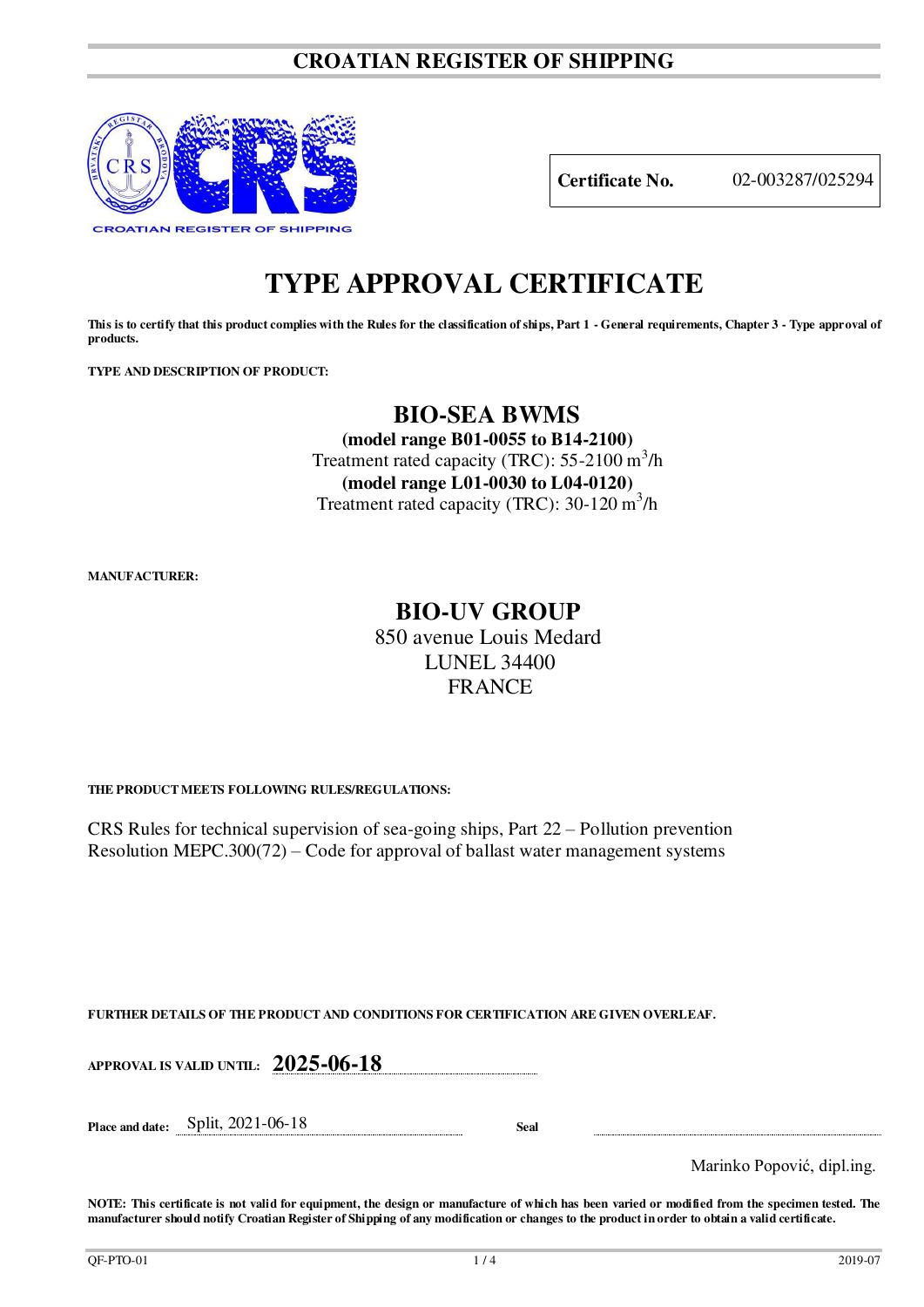# CROATIAN REGISTER OF SHIPPING

CROATIAN REGISTER OF SHIPPING

| **Certificate No.** | 02-003287/025294 |
|---|---|

# TYPE APPROVAL CERTIFICATE

**This is to certify that this product complies with the Rules for the classification of ships, Part 1 - General requirements, Chapter 3 - Type approval of products.**

**TYPE AND DESCRIPTION OF PRODUCT:**

## BIO-SEA BWMS

**(model range B01-0055 to B14-2100)**

Treatment rated capacity (TRC): 55-2100 $m^3$/h

**(model range L01-0030 to L04-0120)**

Treatment rated capacity (TRC): 30-120 $m^3$/h

**MANUFACTURER:**

## BIO-UV GROUP

850 avenue Louis Medard
LUNEL 34400
FRANCE

**THE PRODUCT MEETS FOLLOWING RULES/REGULATIONS:**

CRS Rules for technical supervision of sea-going ships, Part 22 – Pollution prevention
Resolution MEPC.300(72) – Code for approval of ballast water management systems

**FURTHER DETAILS OF THE PRODUCT AND CONDITIONS FOR CERTIFICATION ARE GIVEN OVERLEAF.**

**APPROVAL IS VALID UNTIL:** **2025-06-18**

**Place and date:** Split, 2021-06-18 **Seal**

Marinko Popović, dipl.ing.

**NOTE: This certificate is not valid for equipment, the design or manufacture of which has been varied or modified from the specimen tested. The manufacturer should notify Croatian Register of Shipping of any modification or changes to the product in order to obtain a valid certificate.**

QF-PTO-01 2019-07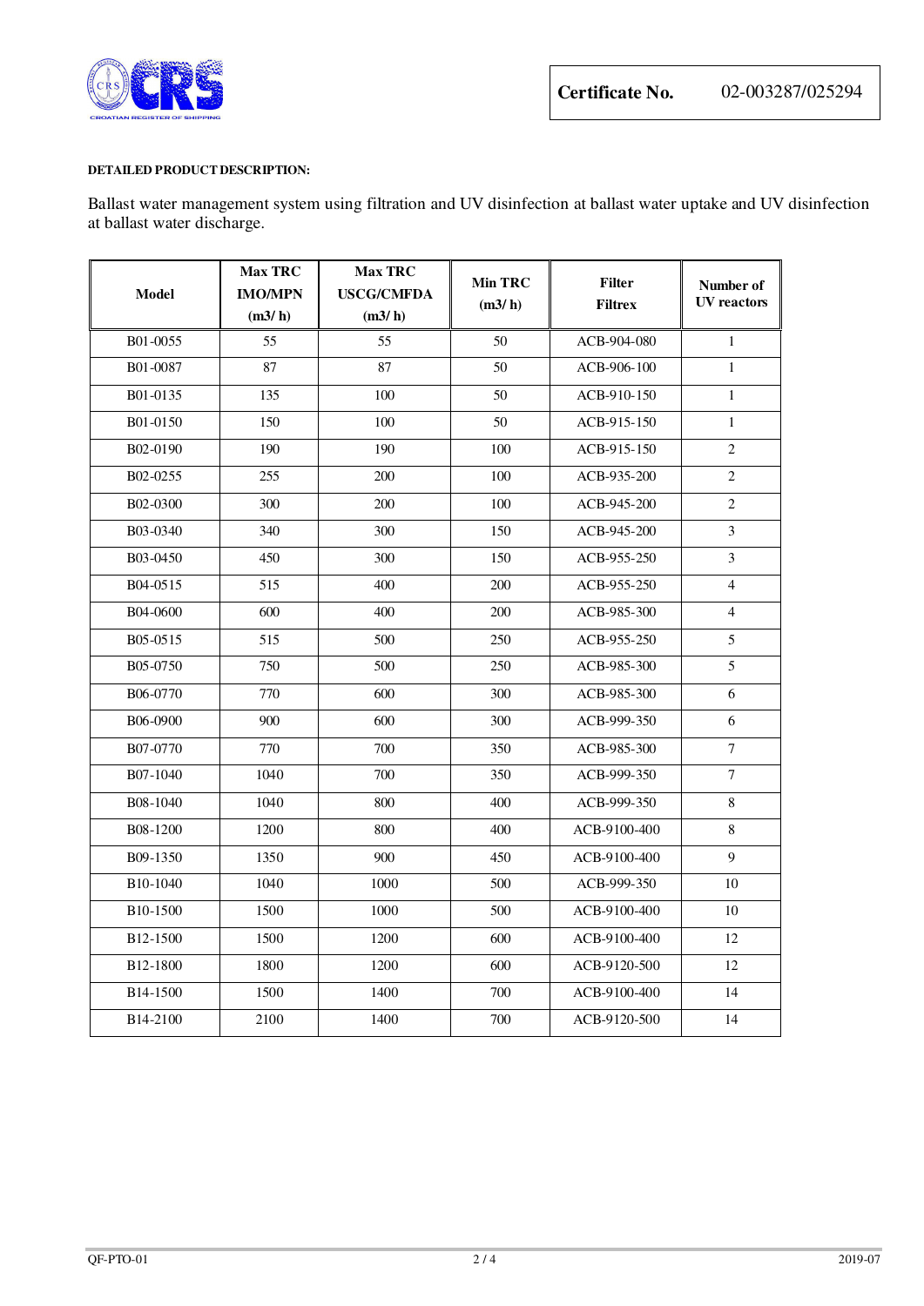**Certificate No.** 02-003287/025294

**DETAILED PRODUCT DESCRIPTION:**

Ballast water management system using filtration and UV disinfection at ballast water uptake and UV disinfection at ballast water discharge.

| Model | Max TRC IMO/MPN (m3/ h) | Max TRC USCG/CMFDA (m3/ h) | Min TRC (m3/ h) | Filter Filtrex | Number of UV reactors |
|---|---|---|---|---|---|
| B01-0055 | 55 | 55 | 50 | ACB-904-080 | 1 |
| B01-0087 | 87 | 87 | 50 | ACB-906-100 | 1 |
| B01-0135 | 135 | 100 | 50 | ACB-910-150 | 1 |
| B01-0150 | 150 | 100 | 50 | ACB-915-150 | 1 |
| B02-0190 | 190 | 190 | 100 | ACB-915-150 | 2 |
| B02-0255 | 255 | 200 | 100 | ACB-935-200 | 2 |
| B02-0300 | 300 | 200 | 100 | ACB-945-200 | 2 |
| B03-0340 | 340 | 300 | 150 | ACB-945-200 | 3 |
| B03-0450 | 450 | 300 | 150 | ACB-955-250 | 3 |
| B04-0515 | 515 | 400 | 200 | ACB-955-250 | 4 |
| B04-0600 | 600 | 400 | 200 | ACB-985-300 | 4 |
| B05-0515 | 515 | 500 | 250 | ACB-955-250 | 5 |
| B05-0750 | 750 | 500 | 250 | ACB-985-300 | 5 |
| B06-0770 | 770 | 600 | 300 | ACB-985-300 | 6 |
| B06-0900 | 900 | 600 | 300 | ACB-999-350 | 6 |
| B07-0770 | 770 | 700 | 350 | ACB-985-300 | 7 |
| B07-1040 | 1040 | 700 | 350 | ACB-999-350 | 7 |
| B08-1040 | 1040 | 800 | 400 | ACB-999-350 | 8 |
| B08-1200 | 1200 | 800 | 400 | ACB-9100-400 | 8 |
| B09-1350 | 1350 | 900 | 450 | ACB-9100-400 | 9 |
| B10-1040 | 1040 | 1000 | 500 | ACB-999-350 | 10 |
| B10-1500 | 1500 | 1000 | 500 | ACB-9100-400 | 10 |
| B12-1500 | 1500 | 1200 | 600 | ACB-9100-400 | 12 |
| B12-1800 | 1800 | 1200 | 600 | ACB-9120-500 | 12 |
| B14-1500 | 1500 | 1400 | 700 | ACB-9100-400 | 14 |
| B14-2100 | 2100 | 1400 | 700 | ACB-9120-500 | 14 |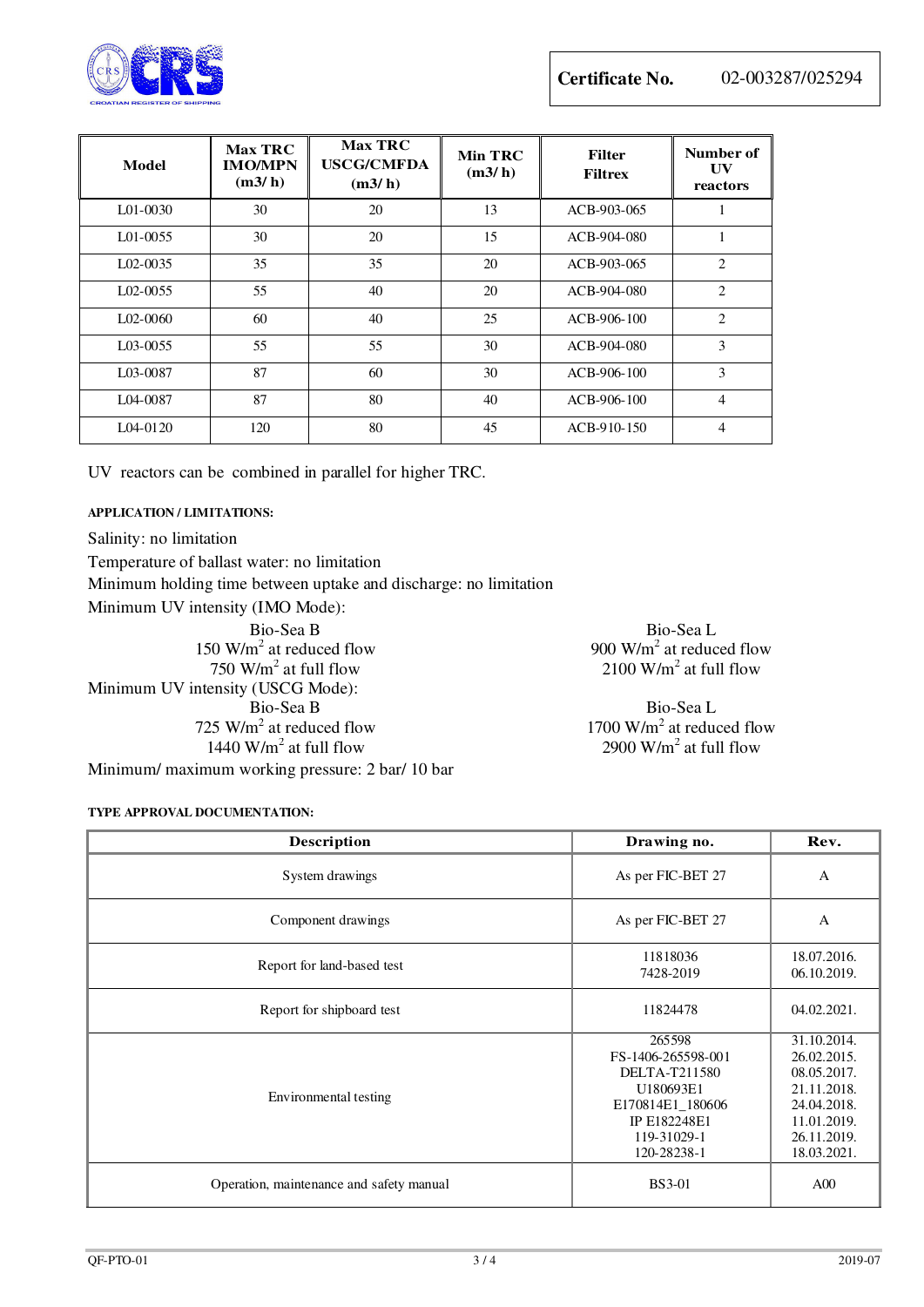| Certificate No. | 02-003287/025294 |
|---|---|

| Model | Max TRC IMO/MPN (m3/ h) | Max TRC USCG/CMFDA (m3/ h) | Min TRC (m3/ h) | Filter Filtrex | Number of UV reactors |
|---|---|---|---|---|---|
| L01-0030 | 30 | 20 | 13 | ACB-903-065 | 1 |
| L01-0055 | 30 | 20 | 15 | ACB-904-080 | 1 |
| L02-0035 | 35 | 35 | 20 | ACB-903-065 | 2 |
| L02-0055 | 55 | 40 | 20 | ACB-904-080 | 2 |
| L02-0060 | 60 | 40 | 25 | ACB-906-100 | 2 |
| L03-0055 | 55 | 55 | 30 | ACB-904-080 | 3 |
| L03-0087 | 87 | 60 | 30 | ACB-906-100 | 3 |
| L04-0087 | 87 | 80 | 40 | ACB-906-100 | 4 |
| L04-0120 | 120 | 80 | 45 | ACB-910-150 | 4 |

UV reactors can be combined in parallel for higher TRC.

**APPLICATION / LIMITATIONS:**

Salinity: no limitation

Temperature of ballast water: no limitation

Minimum holding time between uptake and discharge: no limitation

Minimum UV intensity (IMO Mode):

| Bio-Sea B | Bio-Sea L |
|---|---|
| 150 W/m$^2$ at reduced flow | 900 W/m$^2$ at reduced flow |
| 750 W/m$^2$ at full flow | 2100 W/m$^2$ at full flow |

Minimum UV intensity (USCG Mode):

| Bio-Sea B | Bio-Sea L |
|---|---|
| 725 W/m$^2$ at reduced flow | 1700 W/m$^2$ at reduced flow |
| 1440 W/m$^2$ at full flow | 2900 W/m$^2$ at full flow |

Minimum/ maximum working pressure: 2 bar/ 10 bar

**TYPE APPROVAL DOCUMENTATION:**

| Description | Drawing no. | Rev. |
|---|---|---|
| System drawings | As per FIC-BET 27 | A |
| Component drawings | As per FIC-BET 27 | A |
| Report for land-based test | 11818036<br>7428-2019 | 18.07.2016.<br>06.10.2019. |
| Report for shipboard test | 11824478 | 04.02.2021. |
| Environmental testing | 265598<br>FS-1406-265598-001<br>DELTA-T211580<br>U180693E1<br>E170814E1_180606<br>IP E182248E1<br>119-31029-1<br>120-28238-1 | 31.10.2014.<br>26.02.2015.<br>08.05.2017.<br>21.11.2018.<br>24.04.2018.<br>11.01.2019.<br>26.11.2019.<br>18.03.2021. |
| Operation, maintenance and safety manual | BS3-01 | A00 |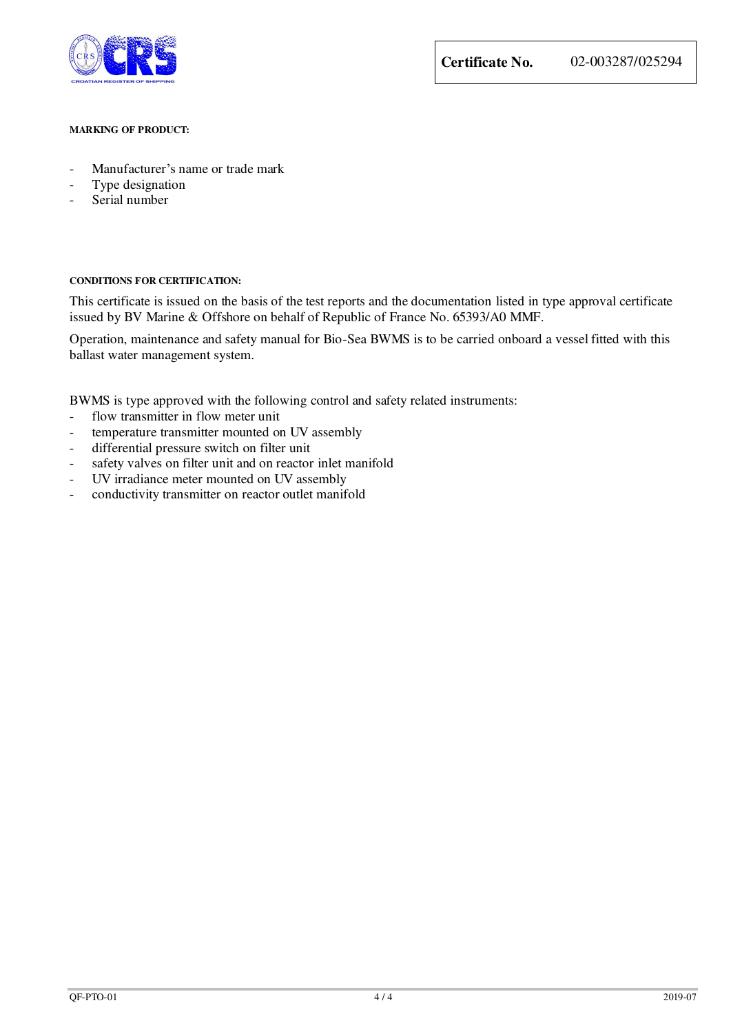**Certificate No.** 02-003287/025294

#### MARKING OF PRODUCT:

- Manufacturer's name or trade mark
- Type designation
- Serial number

#### CONDITIONS FOR CERTIFICATION:

This certificate is issued on the basis of the test reports and the documentation listed in type approval certificate issued by BV Marine & Offshore on behalf of Republic of France No. 65393/A0 MMF.

Operation, maintenance and safety manual for Bio-Sea BWMS is to be carried onboard a vessel fitted with this ballast water management system.

BWMS is type approved with the following control and safety related instruments:

- flow transmitter in flow meter unit
- temperature transmitter mounted on UV assembly
- differential pressure switch on filter unit
- safety valves on filter unit and on reactor inlet manifold
- UV irradiance meter mounted on UV assembly
- conductivity transmitter on reactor outlet manifold